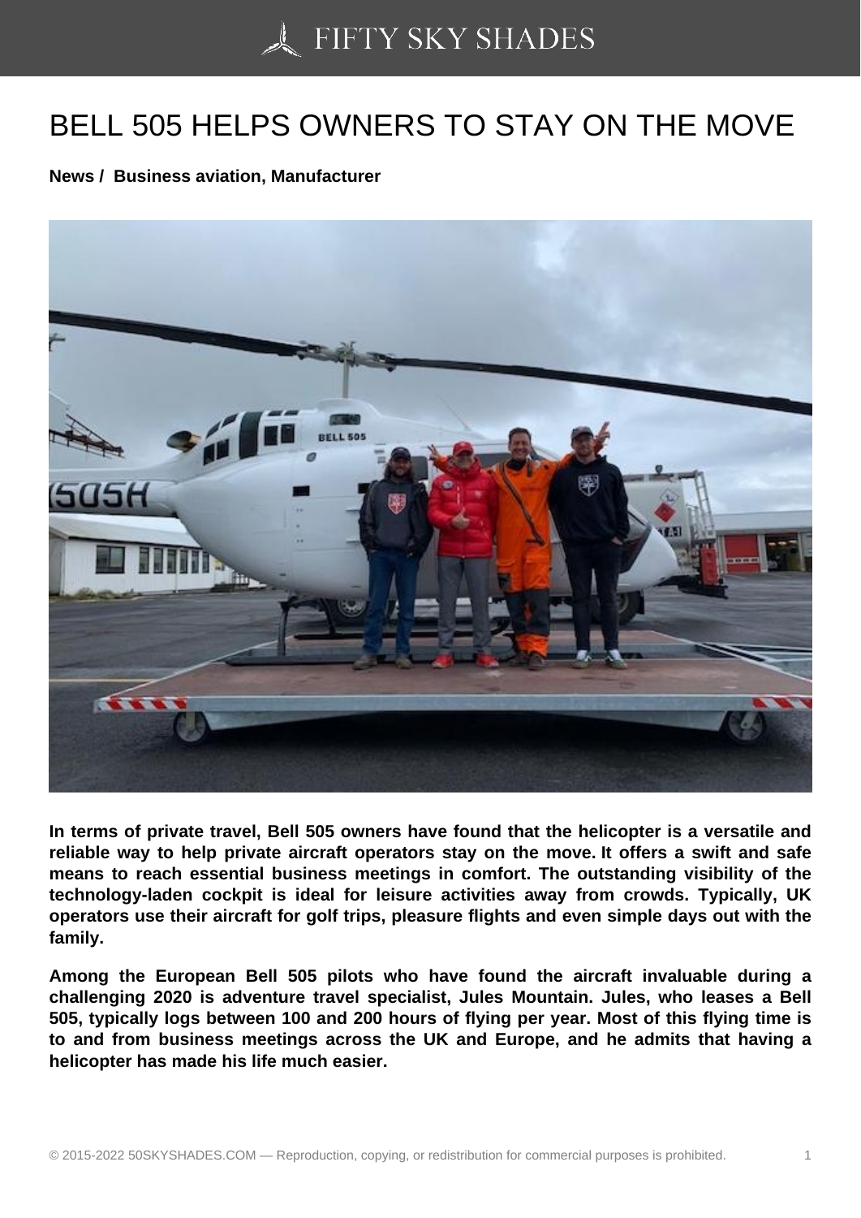# BELL 505 HELPS OWNERS TO STAY ON THE MOVE

**News / Business aviation, Manufacturer**

**In terms of private travel, Bell 505 owners have found that the helicopter is a versatile and reliable way to help private aircraft operators stay on the move. It offers a swift and safe means to reach essential business meetings in comfort. The outstanding visibility of the technology-laden cockpit is ideal for leisure activities away from crowds. Typically, UK operators use their aircraft for golf trips, pleasure flights and even simple days out with the family.**

**Among the European Bell 505 pilots who have found the aircraft invaluable during a challenging 2020 is adventure travel specialist, Jules Mountain. Jules, who leases a Bell 505, typically logs between 100 and 200 hours of flying per year. Most of this flying time is to and from business meetings across the UK and Europe, and he admits that having a helicopter has made his life much easier.**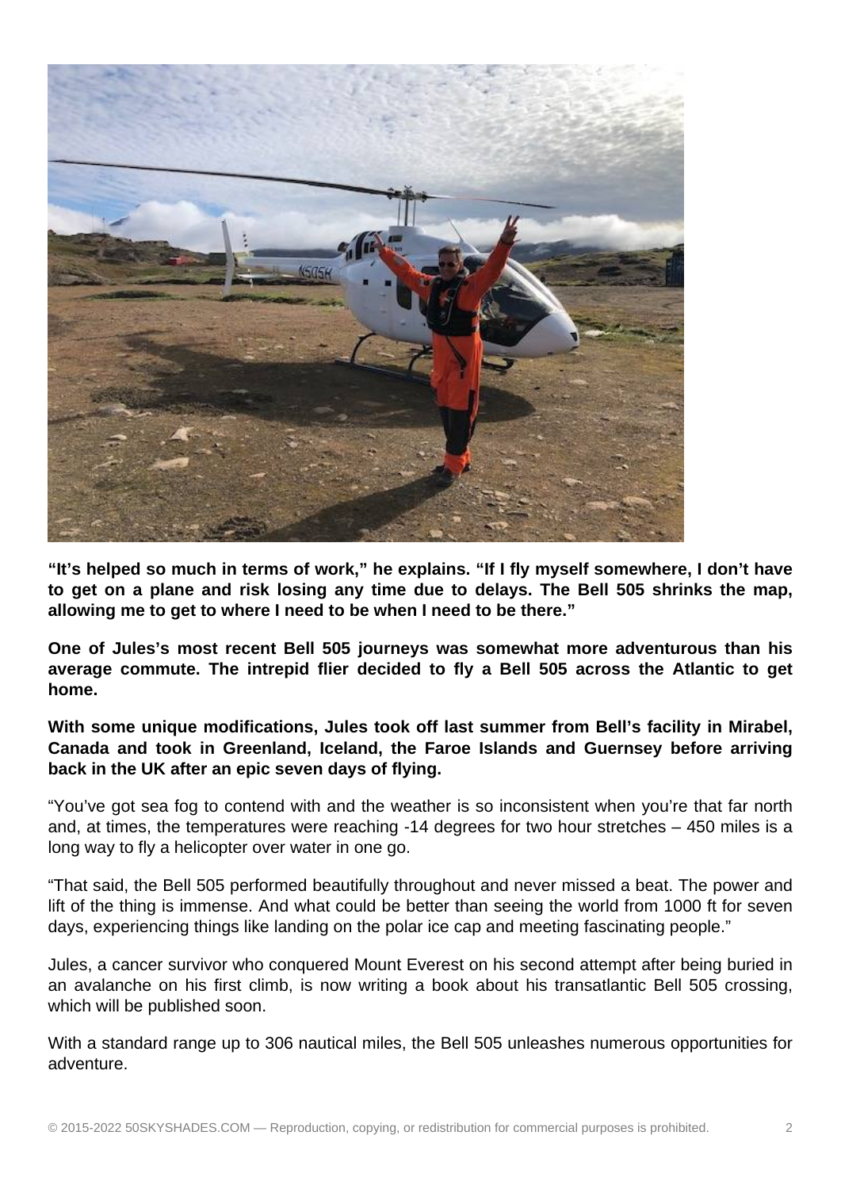**“It’s helped so much in terms of work,” he explains. “If I fly myself somewhere, I don’t have to get on a plane and risk losing any time due to delays. The Bell 505 shrinks the map, allowing me to get to where I need to be when I need to be there.”**

**One of Jules’s most recent Bell 505 journeys was somewhat more adventurous than his average commute. The intrepid flier decided to fly a Bell 505 across the Atlantic to get home.**

**With some unique modifications, Jules took off last summer from Bell’s facility in Mirabel, Canada and took in Greenland, Iceland, the Faroe Islands and Guernsey before arriving back in the UK after an epic seven days of flying.**

“You’ve got sea fog to contend with and the weather is so inconsistent when you’re that far north and, at times, the temperatures were reaching -14 degrees for two hour stretches – 450 miles is a long way to fly a helicopter over water in one go.

“That said, the Bell 505 performed beautifully throughout and never missed a beat. The power and lift of the thing is immense. And what could be better than seeing the world from 1000 ft for seven days, experiencing things like landing on the polar ice cap and meeting fascinating people.”

Jules, a cancer survivor who conquered Mount Everest on his second attempt after being buried in an avalanche on his first climb, is now writing a book about his transatlantic Bell 505 crossing, which will be published soon.

With a standard range up to 306 nautical miles, the Bell 505 unleashes numerous opportunities for adventure.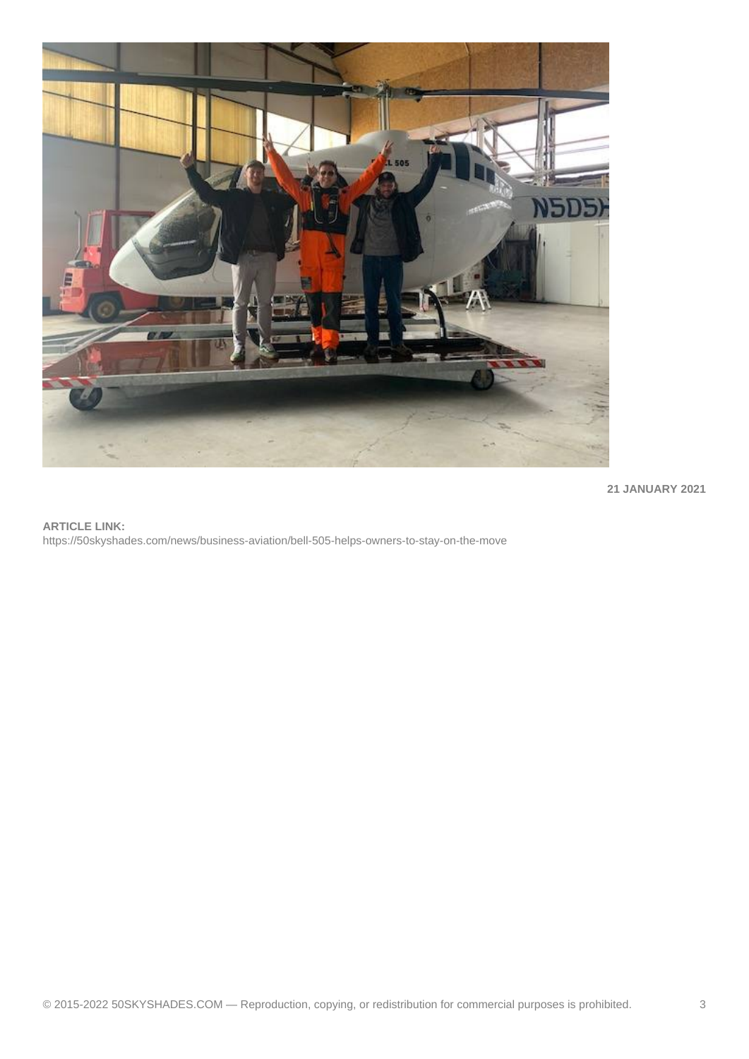21 JANUARY 2021

**ARTICLE LINK:**
https://50skyshades.com/news/business-aviation/bell-505-helps-owners-to-stay-on-the-move

© 2015-2022 50SKYSHADES.COM — Reproduction, copying, or redistribution for commercial purposes is prohibited.